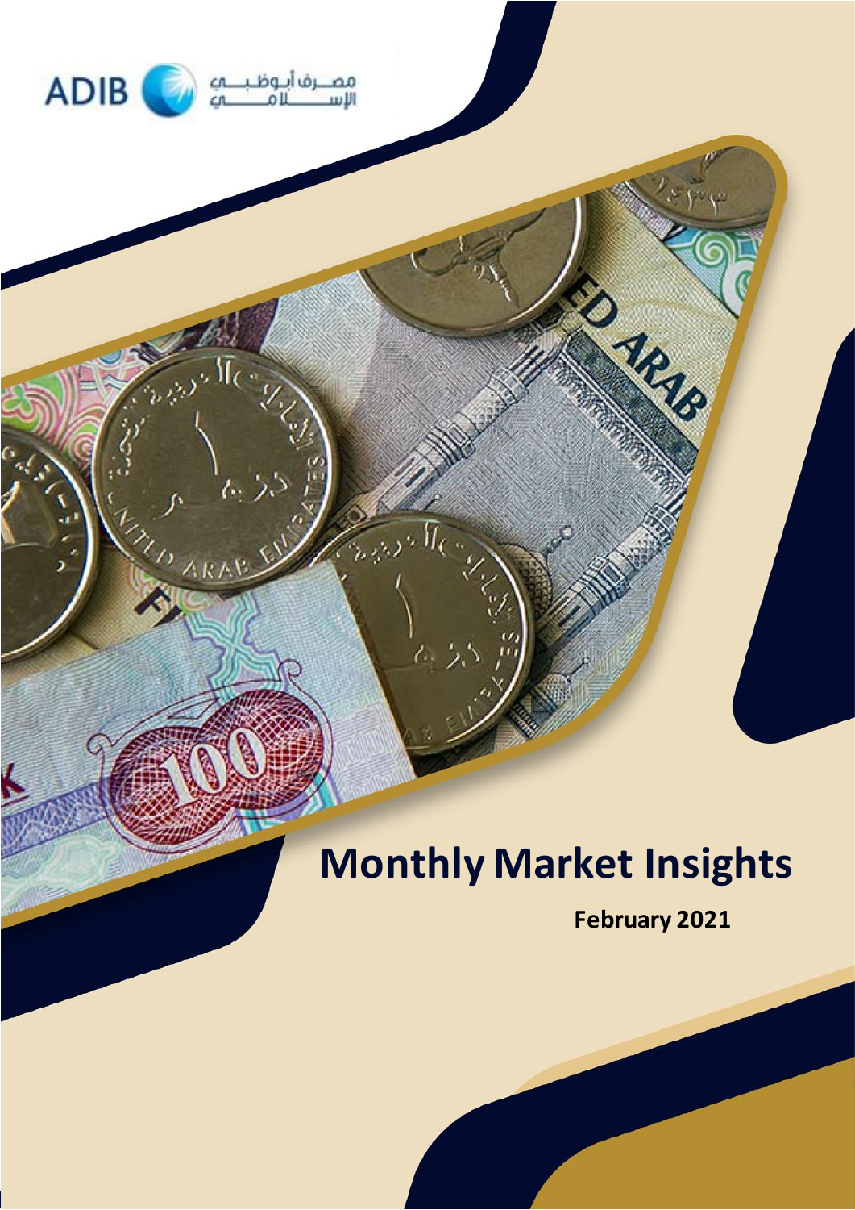ADIB مصرف أبوظبي الإسلامي

# Monthly Market Insights

**February 2021**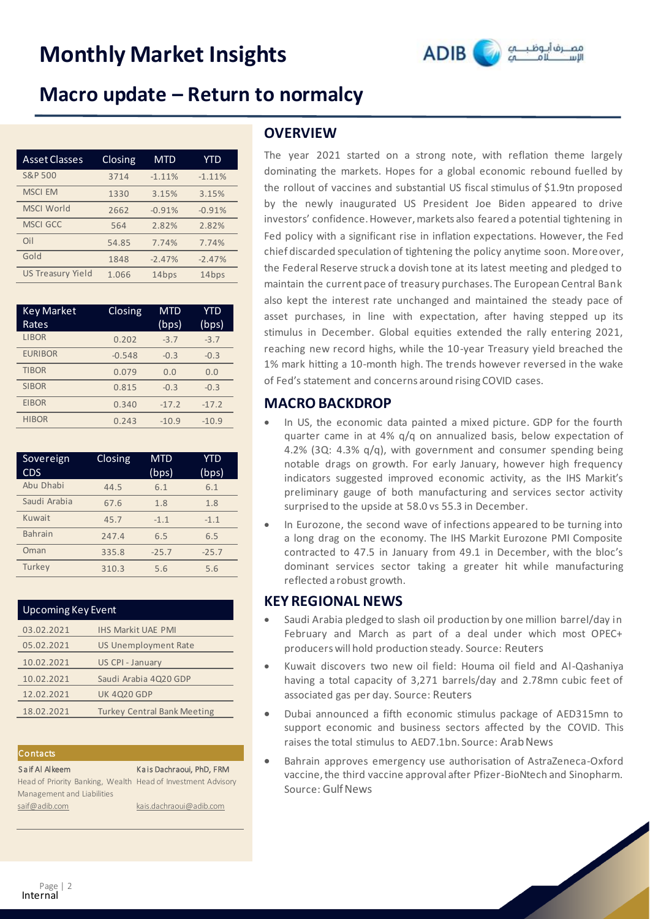# Monthly Market Insights

## Macro update – Return to normalcy

| Asset Classes | Closing | MTD | YTD |
|---|---|---|---|
| S&P 500 | 3714 | -1.11% | -1.11% |
| MSCI EM | 1330 | 3.15% | 3.15% |
| MSCI World | 2662 | -0.91% | -0.91% |
| MSCI GCC | 564 | 2.82% | 2.82% |
| Oil | 54.85 | 7.74% | 7.74% |
| Gold | 1848 | -2.47% | -2.47% |
| US Treasury Yield | 1.066 | 14bps | 14bps |

| Key Market Rates | Closing | MTD (bps) | YTD (bps) |
|---|---|---|---|
| LIBOR | 0.202 | -3.7 | -3.7 |
| EURIBOR | -0.548 | -0.3 | -0.3 |
| TIBOR | 0.079 | 0.0 | 0.0 |
| SIBOR | 0.815 | -0.3 | -0.3 |
| EIBOR | 0.340 | -17.2 | -17.2 |
| HIBOR | 0.243 | -10.9 | -10.9 |

| Sovereign CDS | Closing | MTD (bps) | YTD (bps) |
|---|---|---|---|
| Abu Dhabi | 44.5 | 6.1 | 6.1 |
| Saudi Arabia | 67.6 | 1.8 | 1.8 |
| Kuwait | 45.7 | -1.1 | -1.1 |
| Bahrain | 247.4 | 6.5 | 6.5 |
| Oman | 335.8 | -25.7 | -25.7 |
| Turkey | 310.3 | 5.6 | 5.6 |

| Upcoming Key Event | |
|---|---|
| 03.02.2021 | IHS Markit UAE PMI |
| 05.02.2021 | US Unemployment Rate |
| 10.02.2021 | US CPI - January |
| 10.02.2021 | Saudi Arabia 4Q20 GDP |
| 12.02.2021 | UK 4Q20 GDP |
| 18.02.2021 | Turkey Central Bank Meeting |

**Contacts**

**Saif Al Akeem**
Head of Priority Banking, Wealth Management and Liabilities
saif@adib.com

**Kais Dachraoui, PhD, FRM**
Head of Investment Advisory
kais.dachraoui@adib.com

## OVERVIEW

The year 2021 started on a strong note, with reflation theme largely dominating the markets. Hopes for a global economic rebound fuelled by the rollout of vaccines and substantial US fiscal stimulus of $1.9tn proposed by the newly inaugurated US President Joe Biden appeared to drive investors' confidence. However, markets also feared a potential tightening in Fed policy with a significant rise in inflation expectations. However, the Fed chief discarded speculation of tightening the policy anytime soon. Moreover, the Federal Reserve struck a dovish tone at its latest meeting and pledged to maintain the current pace of treasury purchases. The European Central Bank also kept the interest rate unchanged and maintained the steady pace of asset purchases, in line with expectation, after having stepped up its stimulus in December. Global equities extended the rally entering 2021, reaching new record highs, while the 10-year Treasury yield breached the 1% mark hitting a 10-month high. The trends however reversed in the wake of Fed's statement and concerns around rising COVID cases.

## MACRO BACKDROP

- In US, the economic data painted a mixed picture. GDP for the fourth quarter came in at 4% q/q on annualized basis, below expectation of 4.2% (3Q: 4.3% q/q), with government and consumer spending being notable drags on growth. For early January, however high frequency indicators suggested improved economic activity, as the IHS Markit's preliminary gauge of both manufacturing and services sector activity surprised to the upside at 58.0 vs 55.3 in December.
- In Eurozone, the second wave of infections appeared to be turning into a long drag on the economy. The IHS Markit Eurozone PMI Composite contracted to 47.5 in January from 49.1 in December, with the bloc's dominant services sector taking a greater hit while manufacturing reflected a robust growth.

## KEY REGIONAL NEWS

- Saudi Arabia pledged to slash oil production by one million barrel/day in February and March as part of a deal under which most OPEC+ producers will hold production steady. Source: Reuters
- Kuwait discovers two new oil field: Houma oil field and Al-Qashaniya having a total capacity of 3,271 barrels/day and 2.78mn cubic feet of associated gas per day. Source: Reuters
- Dubai announced a fifth economic stimulus package of AED315mn to support economic and business sectors affected by the COVID. This raises the total stimulus to AED7.1bn. Source: Arab News
- Bahrain approves emergency use authorisation of AstraZeneca-Oxford vaccine, the third vaccine approval after Pfizer-BioNtech and Sinopharm. Source: Gulf News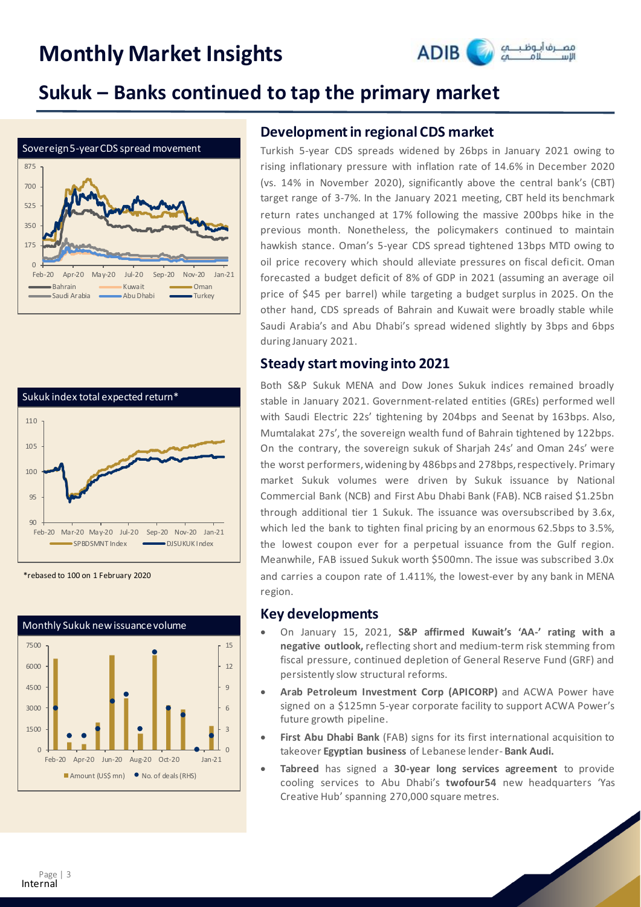# Monthly Market Insights

## Sukuk – Banks continued to tap the primary market

Sovereign 5-year CDS spread movement

Sukuk index total expected return*

*rebased to 100 on 1 February 2020

Monthly Sukuk new issuance volume

### Development in regional CDS market

Turkish 5-year CDS spreads widened by 26bps in January 2021 owing to rising inflationary pressure with inflation rate of 14.6% in December 2020 (vs. 14% in November 2020), significantly above the central bank's (CBT) target range of 3-7%. In the January 2021 meeting, CBT held its benchmark return rates unchanged at 17% following the massive 200bps hike in the previous month. Nonetheless, the policymakers continued to maintain hawkish stance. Oman's 5-year CDS spread tightened 13bps MTD owing to oil price recovery which should alleviate pressures on fiscal deficit. Oman forecasted a budget deficit of 8% of GDP in 2021 (assuming an average oil price of $45 per barrel) while targeting a budget surplus in 2025. On the other hand, CDS spreads of Bahrain and Kuwait were broadly stable while Saudi Arabia's and Abu Dhabi's spread widened slightly by 3bps and 6bps during January 2021.

### Steady start moving into 2021

Both S&P Sukuk MENA and Dow Jones Sukuk indices remained broadly stable in January 2021. Government-related entities (GREs) performed well with Saudi Electric 22s' tightening by 204bps and Seenat by 163bps. Also, Mumtalakat 27s', the sovereign wealth fund of Bahrain tightened by 122bps. On the contrary, the sovereign sukuk of Sharjah 24s' and Oman 24s' were the worst performers, widening by 486bps and 278bps, respectively. Primary market Sukuk volumes were driven by Sukuk issuance by National Commercial Bank (NCB) and First Abu Dhabi Bank (FAB). NCB raised $1.25bn through additional tier 1 Sukuk. The issuance was oversubscribed by 3.6x, which led the bank to tighten final pricing by an enormous 62.5bps to 3.5%, the lowest coupon ever for a perpetual issuance from the Gulf region. Meanwhile, FAB issued Sukuk worth $500mn. The issue was subscribed 3.0x and carries a coupon rate of 1.411%, the lowest-ever by any bank in MENA region.

### Key developments

- On January 15, 2021, **S&P affirmed Kuwait's 'AA-' rating with a negative outlook,** reflecting short and medium-term risk stemming from fiscal pressure, continued depletion of General Reserve Fund (GRF) and persistently slow structural reforms.
- **Arab Petroleum Investment Corp (APICORP)** and ACWA Power have signed on a $125mn 5-year corporate facility to support ACWA Power's future growth pipeline.
- **First Abu Dhabi Bank** (FAB) signs for its first international acquisition to takeover **Egyptian business** of Lebanese lender- **Bank Audi.**
- **Tabreed** has signed a **30-year long services agreement** to provide cooling services to Abu Dhabi's **twofour54** new headquarters 'Yas Creative Hub' spanning 270,000 square metres.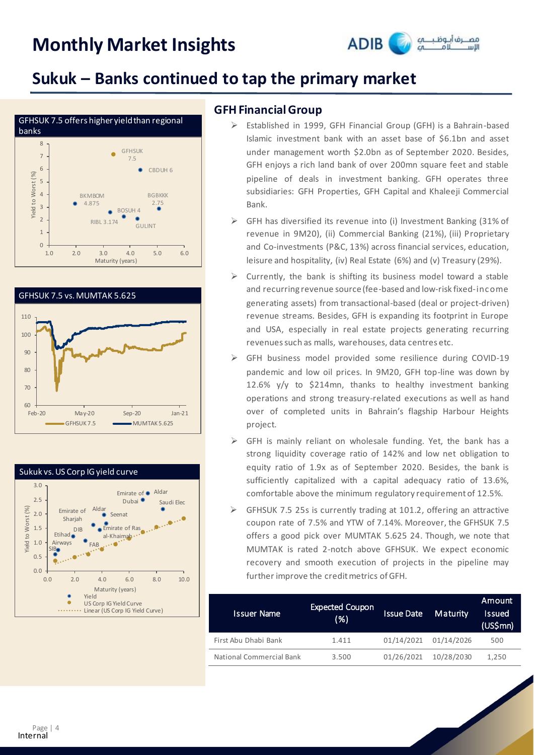## Sukuk – Banks continued to tap the primary market

GFHSUK 7.5 offers higher yield than regional banks

GFHSUK 7.5 vs. MUMTAK 5.625

Sukuk vs. US Corp IG yield curve

### GFH Financial Group

- Established in 1999, GFH Financial Group (GFH) is a Bahrain-based Islamic investment bank with an asset base of $6.1bn and asset under management worth $2.0bn as of September 2020. Besides, GFH enjoys a rich land bank of over 200mn square feet and stable pipeline of deals in investment banking. GFH operates three subsidiaries: GFH Properties, GFH Capital and Khaleeji Commercial Bank.
- GFH has diversified its revenue into (i) Investment Banking (31% of revenue in 9M20), (ii) Commercial Banking (21%), (iii) Proprietary and Co-investments (P&C, 13%) across financial services, education, leisure and hospitality, (iv) Real Estate (6%) and (v) Treasury (29%).
- Currently, the bank is shifting its business model toward a stable and recurring revenue source (fee-based and low-risk fixed-income generating assets) from transactional-based (deal or project-driven) revenue streams. Besides, GFH is expanding its footprint in Europe and USA, especially in real estate projects generating recurring revenues such as malls, warehouses, data centres etc.
- GFH business model provided some resilience during COVID-19 pandemic and low oil prices. In 9M20, GFH top-line was down by 12.6% y/y to $214mn, thanks to healthy investment banking operations and strong treasury-related executions as well as hand over of completed units in Bahrain's flagship Harbour Heights project.
- GFH is mainly reliant on wholesale funding. Yet, the bank has a strong liquidity coverage ratio of 142% and low net obligation to equity ratio of 1.9x as of September 2020. Besides, the bank is sufficiently capitalized with a capital adequacy ratio of 13.6%, comfortable above the minimum regulatory requirement of 12.5%.
- GFHSUK 7.5 25s is currently trading at 101.2, offering an attractive coupon rate of 7.5% and YTW of 7.14%. Moreover, the GFHSUK 7.5 offers a good pick over MUMTAK 5.625 24. Though, we note that MUMTAK is rated 2-notch above GFHSUK. We expect economic recovery and smooth execution of projects in the pipeline may further improve the credit metrics of GFH.

| Issuer Name | Expected Coupon (%) | Issue Date | Maturity | Amount Issued (US$mn) |
|---|---|---|---|---|
| First Abu Dhabi Bank | 1.411 | 01/14/2021 | 01/14/2026 | 500 |
| National Commercial Bank | 3.500 | 01/26/2021 | 10/28/2030 | 1,250 |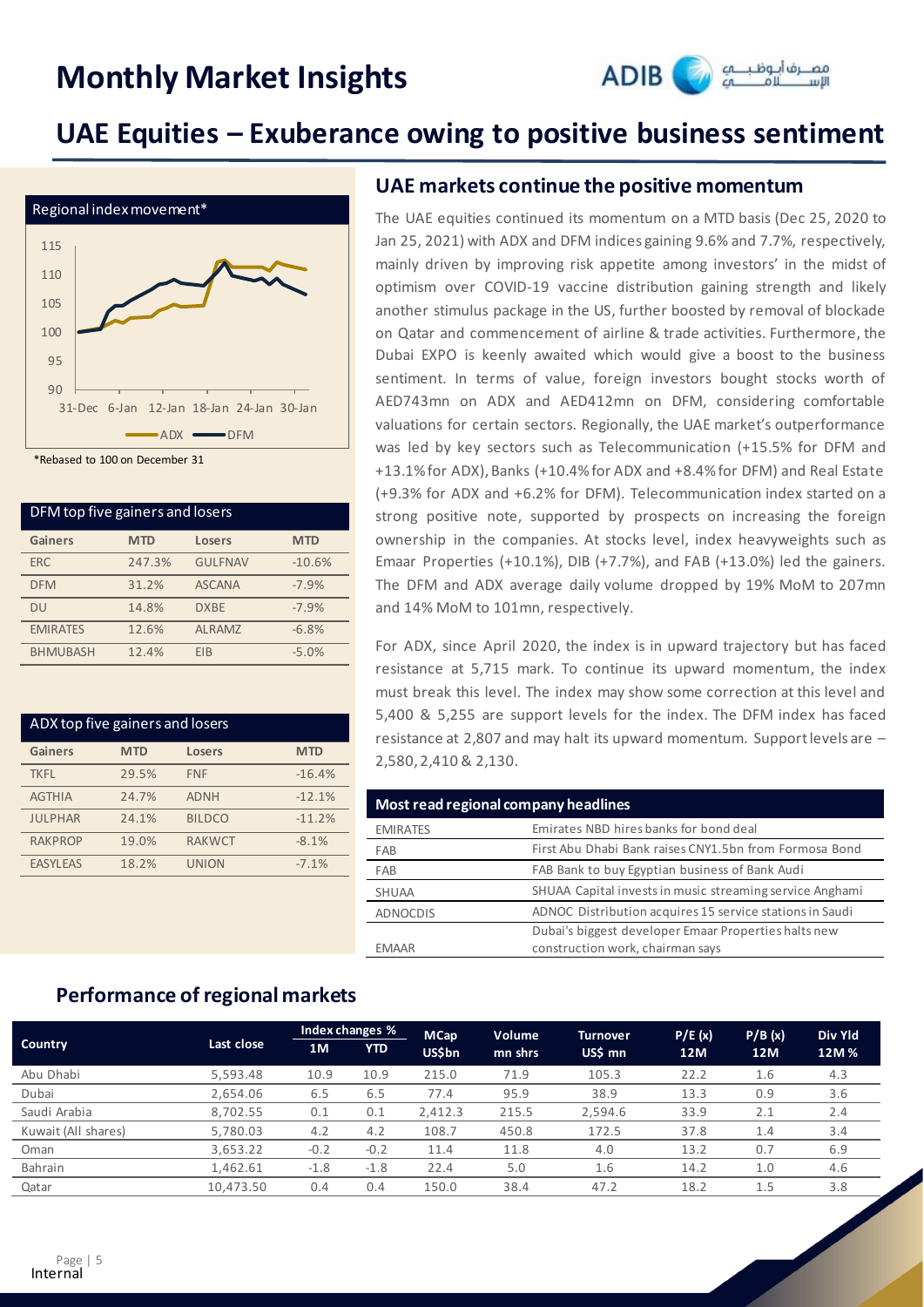# Monthly Market Insights

## UAE Equities – Exuberance owing to positive business sentiment

Regional index movement*

*Rebased to 100 on December 31

| DFM top five gainers and losers | | | |
|---|---|---|---|
| **Gainers** | **MTD** | **Losers** | **MTD** |
| ERC | 247.3% | GULFNAV | -10.6% |
| DFM | 31.2% | ASCANA | -7.9% |
| DU | 14.8% | DXBE | -7.9% |
| EMIRATES | 12.6% | ALRAMZ | -6.8% |
| BHMUBASH | 12.4% | EIB | -5.0% |

| ADX top five gainers and losers | | | |
|---|---|---|---|
| **Gainers** | **MTD** | **Losers** | **MTD** |
| TKFL | 29.5% | FNF | -16.4% |
| AGTHIA | 24.7% | ADNH | -12.1% |
| JULPHAR | 24.1% | BILDCO | -11.2% |
| RAKPROP | 19.0% | RAKWCT | -8.1% |
| EASYLEAS | 18.2% | UNION | -7.1% |

### UAE markets continue the positive momentum

The UAE equities continued its momentum on a MTD basis (Dec 25, 2020 to Jan 25, 2021) with ADX and DFM indices gaining 9.6% and 7.7%, respectively, mainly driven by improving risk appetite among investors' in the midst of optimism over COVID-19 vaccine distribution gaining strength and likely another stimulus package in the US, further boosted by removal of blockade on Qatar and commencement of airline & trade activities. Furthermore, the Dubai EXPO is keenly awaited which would give a boost to the business sentiment. In terms of value, foreign investors bought stocks worth of AED743mn on ADX and AED412mn on DFM, considering comfortable valuations for certain sectors. Regionally, the UAE market's outperformance was led by key sectors such as Telecommunication (+15.5% for DFM and +13.1% for ADX), Banks (+10.4% for ADX and +8.4% for DFM) and Real Estate (+9.3% for ADX and +6.2% for DFM). Telecommunication index started on a strong positive note, supported by prospects on increasing the foreign ownership in the companies. At stocks level, index heavyweights such as Emaar Properties (+10.1%), DIB (+7.7%), and FAB (+13.0%) led the gainers. The DFM and ADX average daily volume dropped by 19% MoM to 207mn and 14% MoM to 101mn, respectively.

For ADX, since April 2020, the index is in upward trajectory but has faced resistance at 5,715 mark. To continue its upward momentum, the index must break this level. The index may show some correction at this level and 5,400 & 5,255 are support levels for the index. The DFM index has faced resistance at 2,807 and may halt its upward momentum. Support levels are – 2,580, 2,410 & 2,130.

| Most read regional company headlines | |
|---|---|
| EMIRATES | Emirates NBD hires banks for bond deal |
| FAB | First Abu Dhabi Bank raises CNY1.5bn from Formosa Bond |
| FAB | FAB Bank to buy Egyptian business of Bank Audi |
| SHUAA | SHUAA Capital invests in music streaming service Anghami |
| ADNOCDIS | ADNOC Distribution acquires 15 service stations in Saudi |
| EMAAR | Dubai's biggest developer Emaar Properties halts new construction work, chairman says |

## Performance of regional markets

| Country | Last close | Index changes % | | MCap US$bn | Volume mn shrs | Turnover US$ mn | P/E (x) 12M | P/B (x) 12M | Div Yld 12M % |
|---|---|---|---|---|---|---|---|---|---|
| | | 1M | YTD | | | | | | |
| Abu Dhabi | 5,593.48 | 10.9 | 10.9 | 215.0 | 71.9 | 105.3 | 22.2 | 1.6 | 4.3 |
| Dubai | 2,654.06 | 6.5 | 6.5 | 77.4 | 95.9 | 38.9 | 13.3 | 0.9 | 3.6 |
| Saudi Arabia | 8,702.55 | 0.1 | 0.1 | 2,412.3 | 215.5 | 2,594.6 | 33.9 | 2.1 | 2.4 |
| Kuwait (All shares) | 5,780.03 | 4.2 | 4.2 | 108.7 | 450.8 | 172.5 | 37.8 | 1.4 | 3.4 |
| Oman | 3,653.22 | -0.2 | -0.2 | 11.4 | 11.8 | 4.0 | 13.2 | 0.7 | 6.9 |
| Bahrain | 1,462.61 | -1.8 | -1.8 | 22.4 | 5.0 | 1.6 | 14.2 | 1.0 | 4.6 |
| Qatar | 10,473.50 | 0.4 | 0.4 | 150.0 | 38.4 | 47.2 | 18.2 | 1.5 | 3.8 |

Internal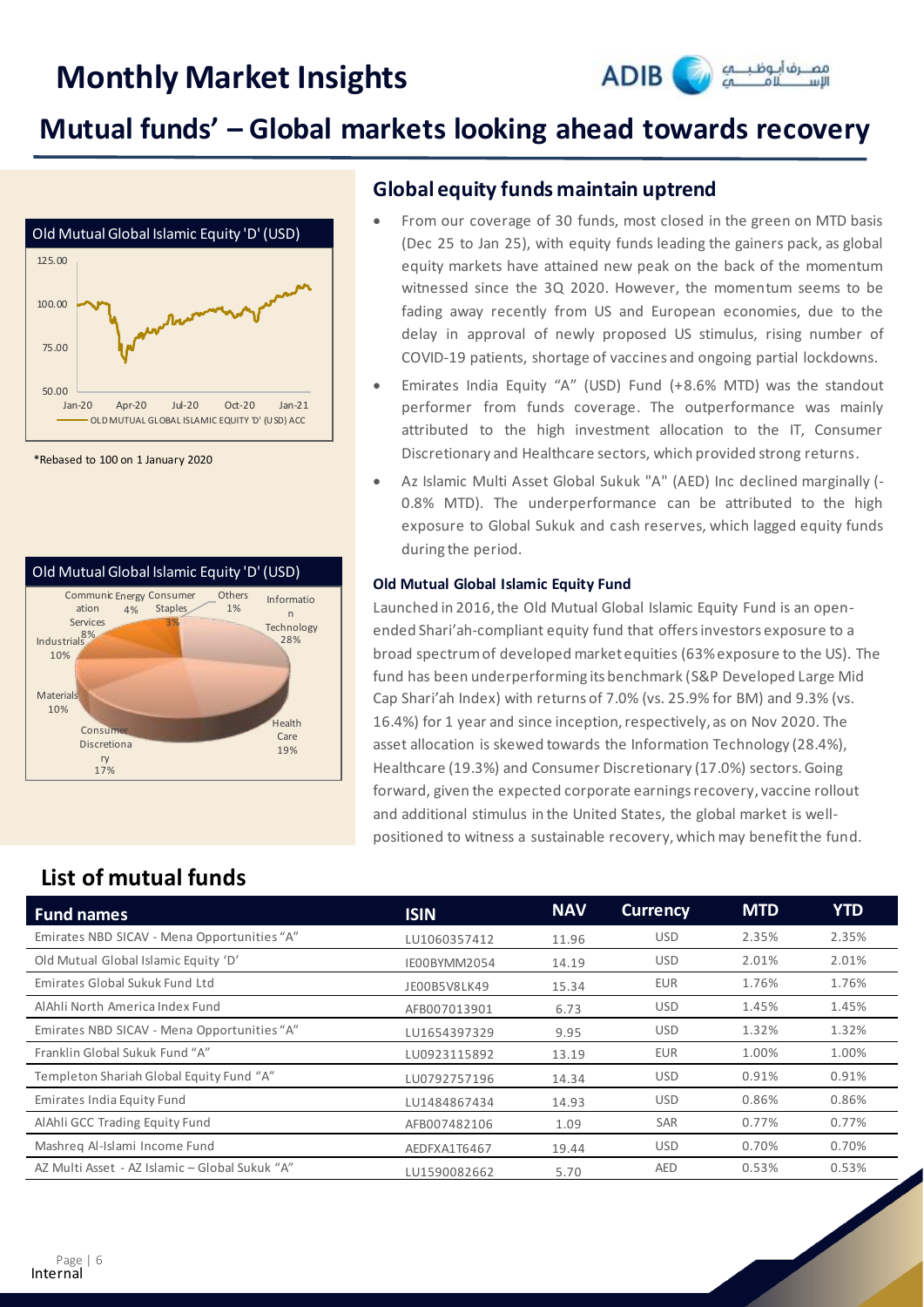# Monthly Market Insights

## Mutual funds' – Global markets looking ahead towards recovery

Old Mutual Global Islamic Equity 'D' (USD)

*Rebased to 100 on 1 January 2020

Old Mutual Global Islamic Equity 'D' (USD)

### Global equity funds maintain uptrend

- From our coverage of 30 funds, most closed in the green on MTD basis (Dec 25 to Jan 25), with equity funds leading the gainers pack, as global equity markets have attained new peak on the back of the momentum witnessed since the 3Q 2020. However, the momentum seems to be fading away recently from US and European economies, due to the delay in approval of newly proposed US stimulus, rising number of COVID-19 patients, shortage of vaccines and ongoing partial lockdowns.
- Emirates India Equity "A" (USD) Fund (+8.6% MTD) was the standout performer from funds coverage. The outperformance was mainly attributed to the high investment allocation to the IT, Consumer Discretionary and Healthcare sectors, which provided strong returns.
- Az Islamic Multi Asset Global Sukuk "A" (AED) Inc declined marginally (-0.8% MTD). The underperformance can be attributed to the high exposure to Global Sukuk and cash reserves, which lagged equity funds during the period.

#### Old Mutual Global Islamic Equity Fund

Launched in 2016, the Old Mutual Global Islamic Equity Fund is an open-ended Shari'ah-compliant equity fund that offers investors exposure to a broad spectrum of developed market equities (63% exposure to the US). The fund has been underperforming its benchmark (S&P Developed Large Mid Cap Shari'ah Index) with returns of 7.0% (vs. 25.9% for BM) and 9.3% (vs. 16.4%) for 1 year and since inception, respectively, as on Nov 2020. The asset allocation is skewed towards the Information Technology (28.4%), Healthcare (19.3%) and Consumer Discretionary (17.0%) sectors. Going forward, given the expected corporate earnings recovery, vaccine rollout and additional stimulus in the United States, the global market is well-positioned to witness a sustainable recovery, which may benefit the fund.

## List of mutual funds

| Fund names | ISIN | NAV | Currency | MTD | YTD |
|---|---|---|---|---|---|
| Emirates NBD SICAV - Mena Opportunities "A" | LU1060357412 | 11.96 | USD | 2.35% | 2.35% |
| Old Mutual Global Islamic Equity 'D' | IE00BYMM2054 | 14.19 | USD | 2.01% | 2.01% |
| Emirates Global Sukuk Fund Ltd | JE00B5V8LK49 | 15.34 | EUR | 1.76% | 1.76% |
| AlAhli North America Index Fund | AFB007013901 | 6.73 | USD | 1.45% | 1.45% |
| Emirates NBD SICAV - Mena Opportunities "A" | LU1654397329 | 9.95 | USD | 1.32% | 1.32% |
| Franklin Global Sukuk Fund "A" | LU0923115892 | 13.19 | EUR | 1.00% | 1.00% |
| Templeton Shariah Global Equity Fund "A" | LU0792757196 | 14.34 | USD | 0.91% | 0.91% |
| Emirates India Equity Fund | LU1484867434 | 14.93 | USD | 0.86% | 0.86% |
| AlAhli GCC Trading Equity Fund | AFB007482106 | 1.09 | SAR | 0.77% | 0.77% |
| Mashreq Al-Islami Income Fund | AEDFXA1T6467 | 19.44 | USD | 0.70% | 0.70% |
| AZ Multi Asset - AZ Islamic – Global Sukuk "A" | LU1590082662 | 5.70 | AED | 0.53% | 0.53% |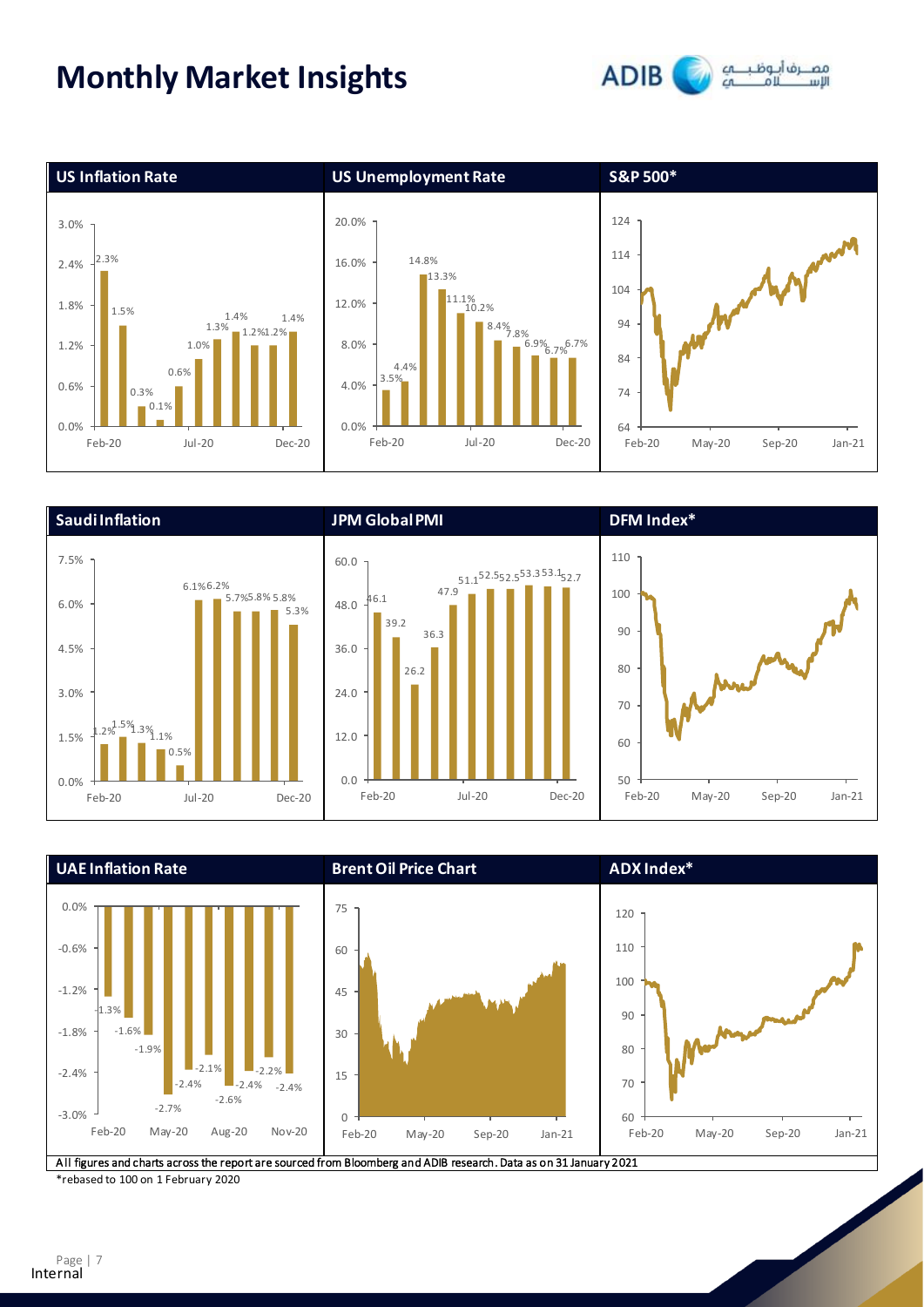# Monthly Market Insights

## US Inflation Rate

| Month | Rate |
|---|---|
| Feb-20 | 2.3% |
| Mar-20 | 1.5% |
| Apr-20 | 0.3% |
| May-20 | 0.1% |
| Jun-20 | 0.6% |
| Jul-20 | 1.0% |
| Aug-20 | 1.3% |
| Sep-20 | 1.4% |
| Oct-20 | 1.2% |
| Nov-20 | 1.2% |
| Dec-20 | 1.4% |

## US Unemployment Rate

| Month | Rate |
|---|---|
| Feb-20 | 3.5% |
| Mar-20 | 4.4% |
| Apr-20 | 14.8% |
| May-20 | 13.3% |
| Jun-20 | 11.1% |
| Jul-20 | 10.2% |
| Aug-20 | 8.4% |
| Sep-20 | 7.8% |
| Oct-20 | 6.9% |
| Nov-20 | 6.7% |
| Dec-20 | 6.7% |

## S&P 500*

## Saudi Inflation

| Month | Rate |
|---|---|
| Feb-20 | 1.2% |
| Mar-20 | 1.5% |
| Apr-20 | 1.3% |
| May-20 | 1.1% |
| Jun-20 | 0.5% |
| Jul-20 | 6.1% |
| Aug-20 | 6.2% |
| Sep-20 | 5.7% |
| Oct-20 | 5.8% |
| Nov-20 | 5.8% |
| Dec-20 | 5.3% |

## JPM Global PMI

| Month | PMI |
|---|---|
| Feb-20 | 46.1 |
| Mar-20 | 39.2 |
| Apr-20 | 26.2 |
| May-20 | 36.3 |
| Jun-20 | 47.9 |
| Jul-20 | 51.1 |
| Aug-20 | 52.5 |
| Sep-20 | 52.5 |
| Oct-20 | 53.3 |
| Nov-20 | 53.1 |
| Dec-20 | 52.7 |

## DFM Index*

## UAE Inflation Rate

| Month | Rate |
|---|---|
| Feb-20 | -1.3% |
| Mar-20 | -1.6% |
| Apr-20 | -1.9% |
| May-20 | -2.7% |
| Jun-20 | -2.4% |
| Jul-20 | -2.1% |
| Aug-20 | -2.6% |
| Sep-20 | -2.4% |
| Oct-20 | -2.2% |
| Nov-20 | -2.4% |

## Brent Oil Price Chart

## ADX Index*

All figures and charts across the report are sourced from Bloomberg and ADIB research. Data as on 31 January 2021

*rebased to 100 on 1 February 2020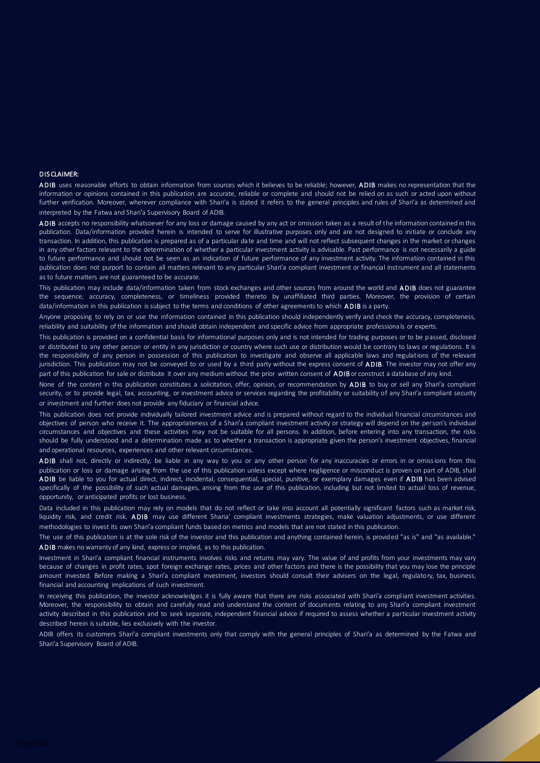**DISCLAIMER:**

**ADIB** uses reasonable efforts to obtain information from sources which it believes to be reliable; however, **ADIB** makes no representation that the information or opinions contained in this publication are accurate, reliable or complete and should not be relied on as such or acted upon without further verification. Moreover, wherever compliance with Shari'a is stated it refers to the general principles and rules of Shari'a as determined and interpreted by the Fatwa and Shari'a Supervisory Board of ADIB.

**ADIB** accepts no responsibility whatsoever for any loss or damage caused by any act or omission taken as a result of the information contained in this publication. Data/information provided herein is intended to serve for illustrative purposes only and are not designed to initiate or conclude any transaction. In addition, this publication is prepared as of a particular date and time and will not reflect subsequent changes in the market or changes in any other factors relevant to the determination of whether a particular investment activity is advisable. Past performance is not necessarily a guide to future performance and should not be seen as an indication of future performance of any investment activity. The information contained in this publication does not purport to contain all matters relevant to any particular Shari'a compliant investment or financial instrument and all statements as to future matters are not guaranteed to be accurate.

This publication may include data/information taken from stock exchanges and other sources from around the world and **ADIB** does not guarantee the sequence, accuracy, completeness, or timeliness provided thereto by unaffiliated third parties. Moreover, the provision of certain data/information in this publication is subject to the terms and conditions of other agreements to which **ADIB** is a party.

Anyone proposing to rely on or use the information contained in this publication should independently verify and check the accuracy, completeness, reliability and suitability of the information and should obtain independent and specific advice from appropriate professionals or experts.

This publication is provided on a confidential basis for informational purposes only and is not intended for trading purposes or to be passed, disclosed or distributed to any other person or entity in any jurisdiction or country where such use or distribution would be contrary to laws or regulations. It is the responsibility of any person in possession of this publication to investigate and observe all applicable laws and regulations of the relevant jurisdiction. This publication may not be conveyed to or used by a third party without the express consent of **ADIB**. The investor may not offer any part of this publication for sale or distribute it over any medium without the prior written consent of **ADIB** or construct a database of any kind.

None of the content in this publication constitutes a solicitation, offer, opinion, or recommendation by **ADIB** to buy or sell any Shari'a compliant security, or to provide legal, tax, accounting, or investment advice or services regarding the profitability or suitability of any Shari'a compliant security or investment and further does not provide any fiduciary or financial advice.

This publication does not provide individually tailored investment advice and is prepared without regard to the individual financial circumstances and objectives of person who receive it. The appropriateness of a Shari'a compliant investment activity or strategy will depend on the person's individual circumstances and objectives and these activities may not be suitable for all persons. In addition, before entering into any transaction, the risks should be fully understood and a determination made as to whether a transaction is appropriate given the person's investment objectives, financial and operational resources, experiences and other relevant circumstances.

**ADIB** shall not, directly or indirectly, be liable in any way to you or any other person for any inaccuracies or errors in or omissions from this publication or loss or damage arising from the use of this publication unless except where negligence or misconduct is proven on part of ADIB, shall **ADIB** be liable to you for actual direct, indirect, incidental, consequential, special, punitive, or exemplary damages even if **ADIB** has been advised specifically of the possibility of such actual damages, arising from the use of this publication, including but not limited to actual loss of revenue, opportunity, or anticipated profits or lost business.

Data included in this publication may rely on models that do not reflect or take into account all potentially significant factors such as market risk, liquidity risk, and credit risk. **ADIB** may use different Sharia' compliant investments strategies, make valuation adjustments, or use different methodologies to invest its own Shari'a compliant funds based on metrics and models that are not stated in this publication.

The use of this publication is at the sole risk of the investor and this publication and anything contained herein, is provided "as is" and "as available." **ADIB** makes no warranty of any kind, express or implied, as to this publication.

Investment in Shari'a compliant financial instruments involves risks and returns may vary. The value of and profits from your investments may vary because of changes in profit rates, spot foreign exchange rates, prices and other factors and there is the possibility that you may lose the principle amount invested. Before making a Shari'a compliant investment, investors should consult their advisers on the legal, regulatory, tax, business, financial and accounting implications of such investment.

In receiving this publication, the investor acknowledges it is fully aware that there are risks associated with Shari'a compliant investment activities. Moreover, the responsibility to obtain and carefully read and understand the content of documents relating to any Shari'a compliant investment activity described in this publication and to seek separate, independent financial advice if required to assess whether a particular investment activity described herein is suitable, lies exclusively with the investor.

ADIB offers its customers Shari'a compliant investments only that comply with the general principles of Shari'a as determined by the Fatwa and Shari'a Supervisory Board of ADIB.